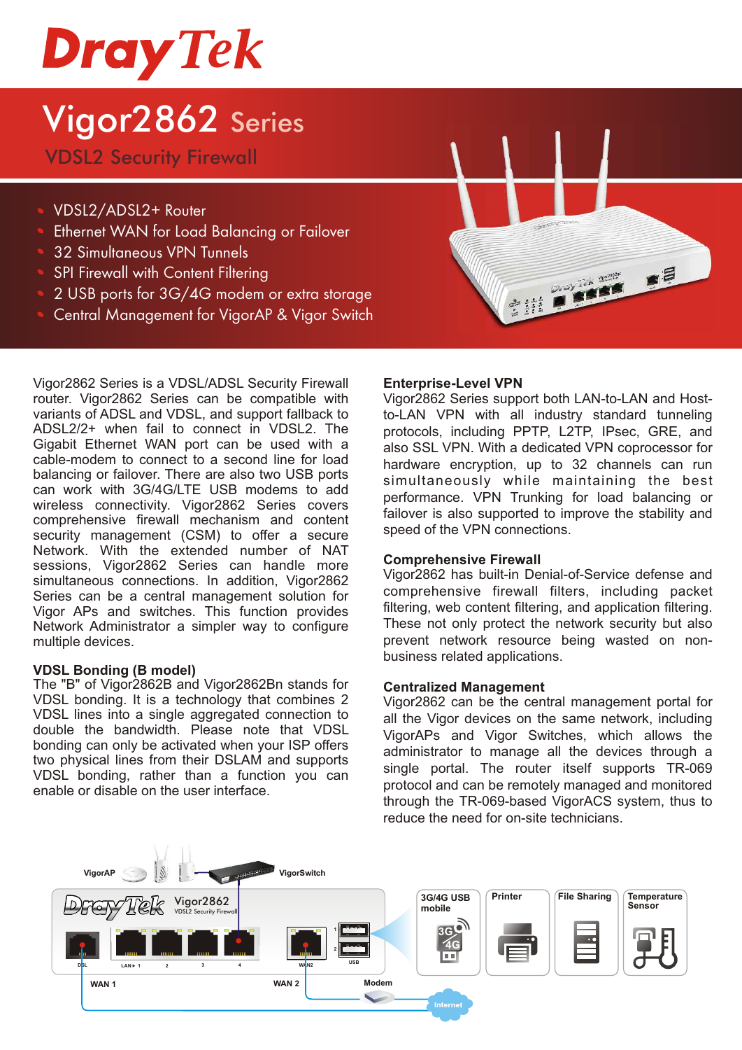# DrayTek

# Vigor2862 Series

## VDSL2 Security Firewall

- VDSL2/ADSL2+ Router
- Ethernet WAN for Load Balancing or Failover
- 32 Simultaneous VPN Tunnels
- SPI Firewall with Content Filtering
- 2 USB ports for 3G/4G modem or extra storage
- Central Management for VigorAP & Vigor Switch

Vigor2862 Series is a VDSL/ADSL Security Firewall router. Vigor2862 Series can be compatible with variants of ADSL and VDSL, and support fallback to ADSL2/2+ when fail to connect in VDSL2. The Gigabit Ethernet WAN port can be used with a cable-modem to connect to a second line for load balancing or failover. There are also two USB ports can work with 3G/4G/LTE USB modems to add wireless connectivity. Vigor2862 Series covers comprehensive firewall mechanism and content security management (CSM) to offer a secure Network. With the extended number of NAT sessions, Vigor2862 Series can handle more simultaneous connections. In addition, Vigor2862 Series can be a central management solution for Vigor APs and switches. This function provides Network Administrator a simpler way to configure multiple devices.

### VDSL Bonding (B model)

The "B" of Vigor2862B and Vigor2862Bn stands for VDSL bonding. It is a technology that combines 2 VDSL lines into a single aggregated connection to double the bandwidth. Please note that VDSL bonding can only be activated when your ISP offers two physical lines from their DSLAM and supports VDSL bonding, rather than a function you can enable or disable on the user interface.

### Enterprise-Level VPN

Vigor2862 Series support both LAN-to-LAN and Host-to-LAN VPN with all industry standard tunneling protocols, including PPTP, L2TP, IPsec, GRE, and also SSL VPN. With a dedicated VPN coprocessor for hardware encryption, up to 32 channels can run simultaneously while maintaining the best performance. VPN Trunking for load balancing or failover is also supported to improve the stability and speed of the VPN connections.

### Comprehensive Firewall

Vigor2862 has built-in Denial-of-Service defense and comprehensive firewall filters, including packet filtering, web content filtering, and application filtering. These not only protect the network security but also prevent network resource being wasted on non-business related applications.

### Centralized Management

Vigor2862 can be the central management portal for all the Vigor devices on the same network, including VigorAPs and Vigor Switches, which allows the administrator to manage all the devices through a single portal. The router itself supports TR-069 protocol and can be remotely managed and monitored through the TR-069-based VigorACS system, thus to reduce the need for on-site technicians.

VigorAP VigorSwitch

DrayTek Vigor2862 VDSL2 Security Firewall

DSL LAN 1 2 3 4 WAN2 USB

WAN 1 WAN 2 Modem Internet

3G/4G USB mobile | Printer | File Sharing | Temperature Sensor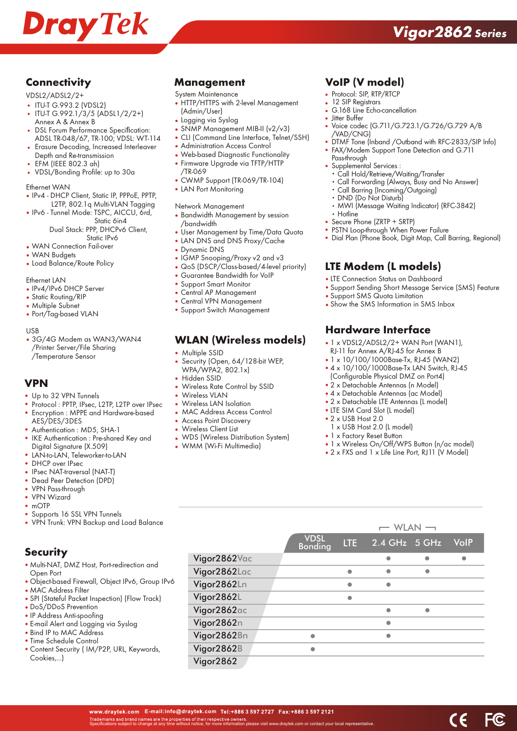# Vigor2862 Series

## Connectivity

VDSL2/ADSL2/2+

- ITU-T G.993.2 (VDSL2)
- ITU-T G.992.1/3/5 (ADSL1/2/2+) Annex A & Annex B
- DSL Forum Performance Specification: ADSL TR-048/67, TR-100; VDSL: WT-114
- Erasure Decoding, Increased Interleaver Depth and Re-transmission
- EFM (IEEE 802.3 ah)
- VDSL/Bonding Profile: up to 30a

Ethernet WAN

- IPv4 - DHCP Client, Static IP, PPPoE, PPTP, L2TP, 802.1q Multi-VLAN Tagging
- IPv6 - Tunnel Mode: TSPC, AICCU, 6rd, Static 6in4 Dual Stack: PPP, DHCPv6 Client, Static IPv6
- WAN Connection Fail-over
- WAN Budgets
- Load Balance/Route Policy

Ethernet LAN

- IPv4/IPv6 DHCP Server
- Static Routing/RIP
- Multiple Subnet
- Port/Tag-based VLAN

USB

- 3G/4G Modem as WAN3/WAN4 /Printer Server/File Sharing /Temperature Sensor

## VPN

- Up to 32 VPN Tunnels
- Protocol : PPTP, IPsec, L2TP, L2TP over IPsec
- Encryption : MPPE and Hardware-based AES/DES/3DES
- Authentication : MD5, SHA-1
- IKE Authentication : Pre-shared Key and Digital Signature (X.509)
- LAN-to-LAN, Teleworker-to-LAN
- DHCP over IPsec
- IPsec NAT-traversal (NAT-T)
- Dead Peer Detection (DPD)
- VPN Pass-through
- VPN Wizard
- mOTP
- Supports 16 SSL VPN Tunnels
- VPN Trunk: VPN Backup and Load Balance

## Security

- Multi-NAT, DMZ Host, Port-redirection and Open Port
- Object-based Firewall, Object IPv6, Group IPv6
- MAC Address Filter
- SPI (Stateful Packet Inspection) (Flow Track)
- DoS/DDoS Prevention
- IP Address Anti-spoofing
- E-mail Alert and Logging via Syslog
- Bind IP to MAC Address
- Time Schedule Control
- Content Security ( IM/P2P, URL, Keywords, Cookies,...)

## Management

System Maintenance

- HTTP/HTTPS with 2-level Management (Admin/User)
- Logging via Syslog
- SNMP Management MIB-II (v2/v3)
- CLI (Command Line Interface, Telnet/SSH)
- Administration Access Control
- Web-based Diagnostic Functionality
- Firmware Upgrade via TFTP/HTTP /TR-069
- CWMP Support (TR-069/TR-104)
- LAN Port Monitoring

Network Management

- Bandwidth Management by session /bandwidth
- User Management by Time/Data Quota
- LAN DNS and DNS Proxy/Cache
- Dynamic DNS
- IGMP Snooping/Proxy v2 and v3
- QoS (DSCP/Class-based/4-level priority)
- Guarantee Bandwidth for VoIP
- Support Smart Monitor
- Central AP Management
- Central VPN Management
- Support Switch Management

## WLAN (Wireless models)

- Multiple SSID
- Security (Open, 64/128-bit WEP, WPA/WPA2, 802.1x)
- Hidden SSID
- Wireless Rate Control by SSID
- Wireless VLAN
- Wireless LAN Isolation
- MAC Address Access Control
- Access Point Discovery
- Wireless Client List
- WDS (Wireless Distribution System)
- WMM (Wi-Fi Multimedia)

## VoIP (V model)

- Protocol: SIP, RTP/RTCP
- 12 SIP Registrars
- G.168 Line Echo-cancellation
- Jitter Buffer
- Voice codec (G.711/G.723.1/G.726/G.729 A/B /VAD/CNG)
- DTMF Tone (Inband /Outband with RFC-2833/SIP Info)
- FAX/Modem Support Tone Detection and G.711 Pass-through
- Supplemental Services :
  - Call Hold/Retrieve/Waiting/Transfer
  - Call Forwarding (Always, Busy and No Answer)
  - Call Barring (Incoming/Outgoing)
  - DND (Do Not Disturb)
  - MWI (Message Waiting Indicator) (RFC-3842)
  - Hotline
- Secure Phone (ZRTP + SRTP)
- PSTN Loop-through When Power Failure
- Dial Plan (Phone Book, Digit Map, Call Barring, Regional)

## LTE Modem (L models)

- LTE Connection Status on Dashboard
- Support Sending Short Message Service (SMS) Feature
- Support SMS Quota Limitation
- Show the SMS Information in SMS Inbox

## Hardware Interface

- 1 x VDSL2/ADSL2/2+ WAN Port (WAN1), RJ-11 for Annex A/RJ-45 for Annex B
- 1 x 10/100/1000Base-Tx, RJ-45 (WAN2)
- 4 x 10/100/1000Base-Tx LAN Switch, RJ-45 (Configurable Physical DMZ on Port4)
- 2 x Detachable Antennas (n Model)
- 4 x Detachable Antennas (ac Model)
- 2 x Detachable LTE Antennas (L model)
- LTE SIM Card Slot (L model)
- 2 x USB Host 2.0
  1 x USB Host 2.0 (L model)
- 1 x Factory Reset Button
- 1 x Wireless On/Off/WPS Button (n/ac model)
- 2 x FXS and 1 x Life Line Port, RJ11 (V Model)

| | | | WLAN | | |
|---|---|---|---|---|---|
| | VDSL Bonding | LTE | 2.4 GHz | 5 GHz | VoIP |
| Vigor2862Vac | | | ● | ● | ● |
| Vigor2862Lac | | ● | ● | ● | |
| Vigor2862Ln | | ● | ● | | |
| Vigor2862L | | ● | | | |
| Vigor2862ac | | | ● | ● | |
| Vigor2862n | | | ● | | |
| Vigor2862Bn | ● | | ● | | |
| Vigor2862B | ● | | | | |
| Vigor2862 | | | | | |

www.draytek.com E-mail:info@draytek.com Tel:+886 3 597 2727 Fax:+886 3 597 2121

Trademarks and brand names are the properties of their respective owners.
Specifications subject to change at any time without notice, for more information please visit www.draytek.com or contact your local representative.